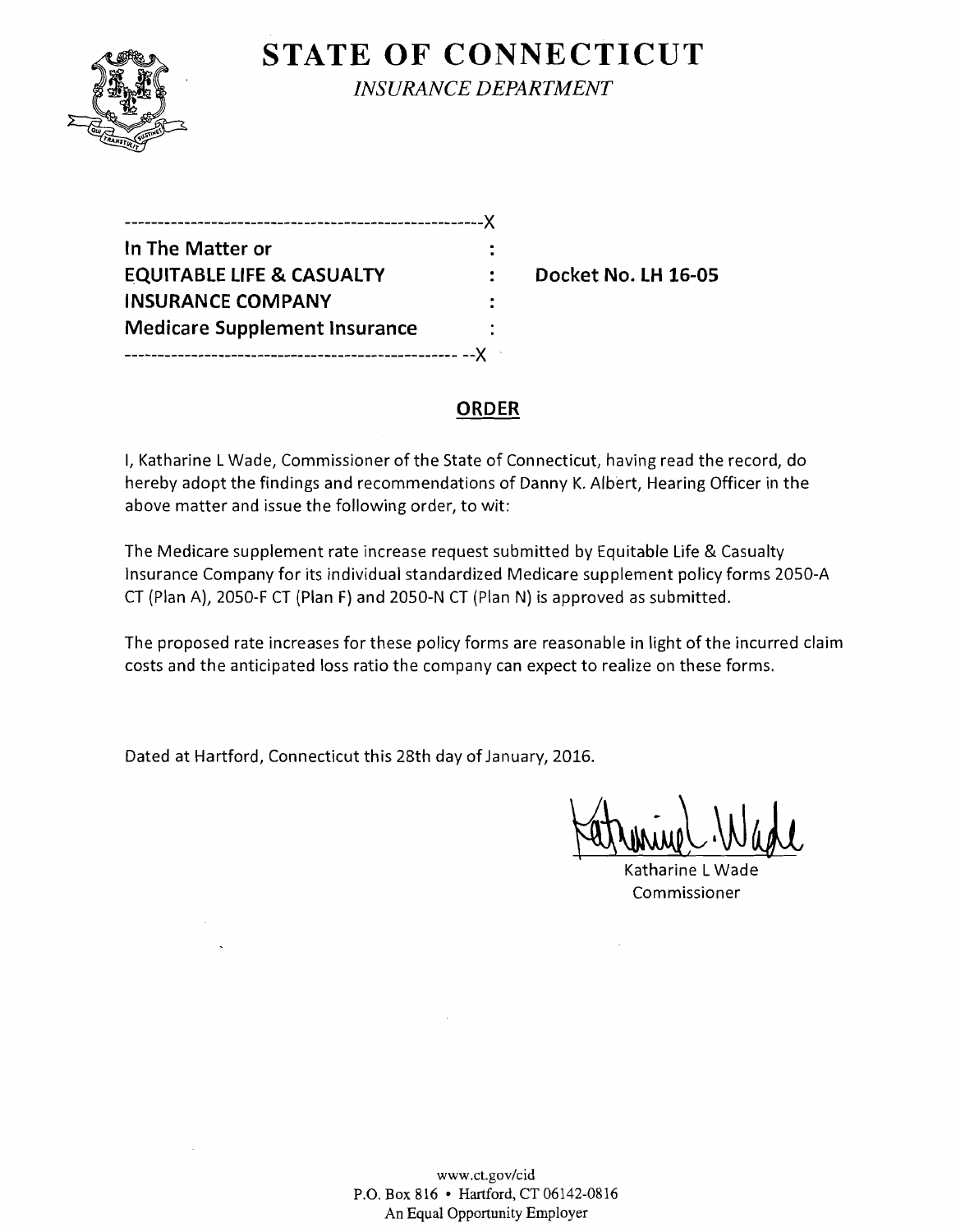# STATE OF CONNECTICUT

*INSURANCE DEPARTMENT*

---

**In The Matter or**
**EQUITABLE LIFE & CASUALTY INSURANCE COMPANY**
**Medicare Supplement Insurance**

**Docket No. LH 16-05**

---

## ORDER

I, Katharine L Wade, Commissioner of the State of Connecticut, having read the record, do hereby adopt the findings and recommendations of Danny K. Albert, Hearing Officer in the above matter and issue the following order, to wit:

The Medicare supplement rate increase request submitted by Equitable Life & Casualty Insurance Company for its individual standardized Medicare supplement policy forms 2050-A CT (Plan A), 2050-F CT (Plan F) and 2050-N CT (Plan N) is approved as submitted.

The proposed rate increases for these policy forms are reasonable in light of the incurred claim costs and the anticipated loss ratio the company can expect to realize on these forms.

Dated at Hartford, Connecticut this 28th day of January, 2016.

Katharine L Wade
Commissioner

www.ct.gov/cid
P.O. Box 816 • Hartford, CT 06142-0816
An Equal Opportunity Employer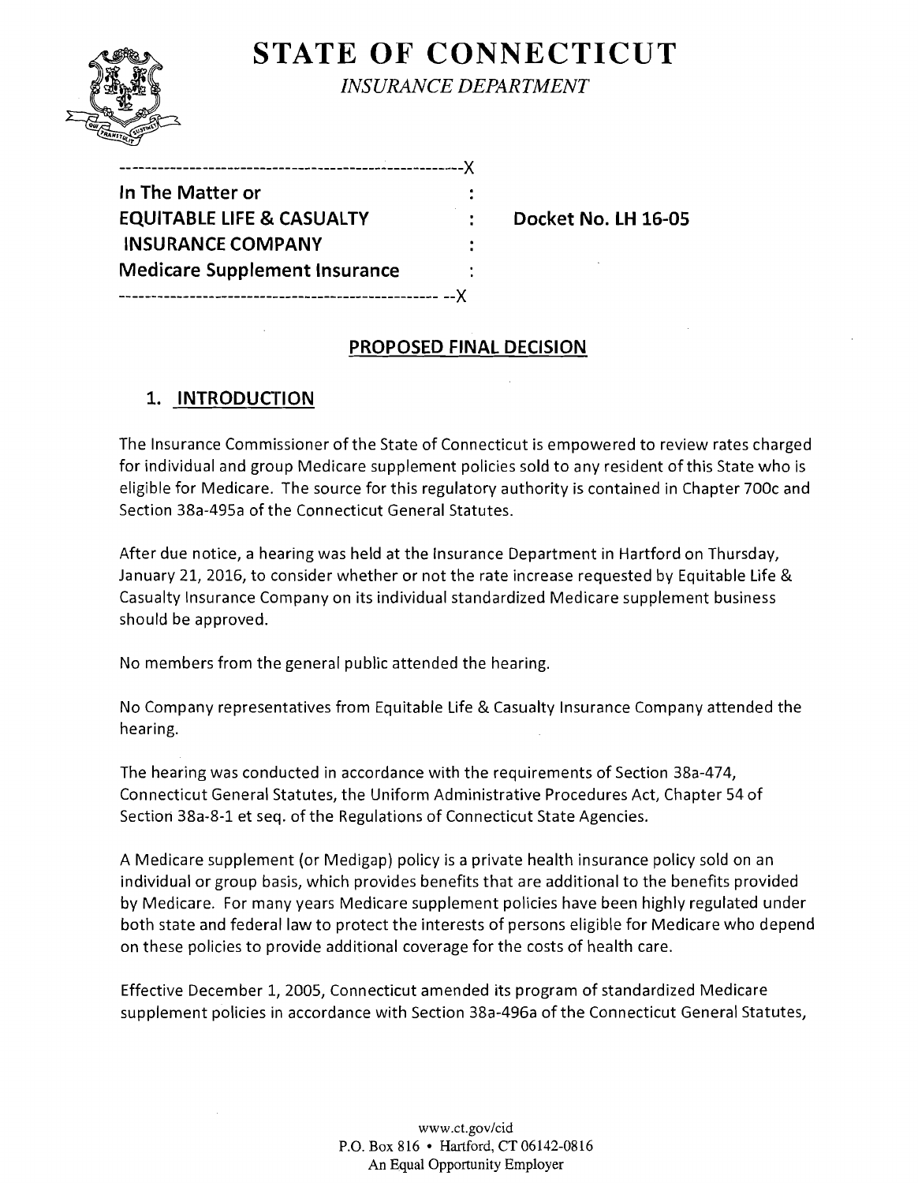**STATE OF CONNECTICUT**

*INSURANCE DEPARTMENT*

| | | |
|---|---|---|
| **In The Matter or** | : | |
| **EQUITABLE LIFE & CASUALTY** | : | **Docket No. LH 16-05** |
| **INSURANCE COMPANY** | : | |
| **Medicare Supplement Insurance** | : | |

## PROPOSED FINAL DECISION

### 1. INTRODUCTION

The Insurance Commissioner of the State of Connecticut is empowered to review rates charged for individual and group Medicare supplement policies sold to any resident of this State who is eligible for Medicare. The source for this regulatory authority is contained in Chapter 700c and Section 38a-495a of the Connecticut General Statutes.

After due notice, a hearing was held at the Insurance Department in Hartford on Thursday, January 21, 2016, to consider whether or not the rate increase requested by Equitable Life & Casualty Insurance Company on its individual standardized Medicare supplement business should be approved.

No members from the general public attended the hearing.

No Company representatives from Equitable Life & Casualty Insurance Company attended the hearing.

The hearing was conducted in accordance with the requirements of Section 38a-474, Connecticut General Statutes, the Uniform Administrative Procedures Act, Chapter 54 of Section 38a-8-1 et seq. of the Regulations of Connecticut State Agencies.

A Medicare supplement (or Medigap) policy is a private health insurance policy sold on an individual or group basis, which provides benefits that are additional to the benefits provided by Medicare. For many years Medicare supplement policies have been highly regulated under both state and federal law to protect the interests of persons eligible for Medicare who depend on these policies to provide additional coverage for the costs of health care.

Effective December 1, 2005, Connecticut amended its program of standardized Medicare supplement policies in accordance with Section 38a-496a of the Connecticut General Statutes,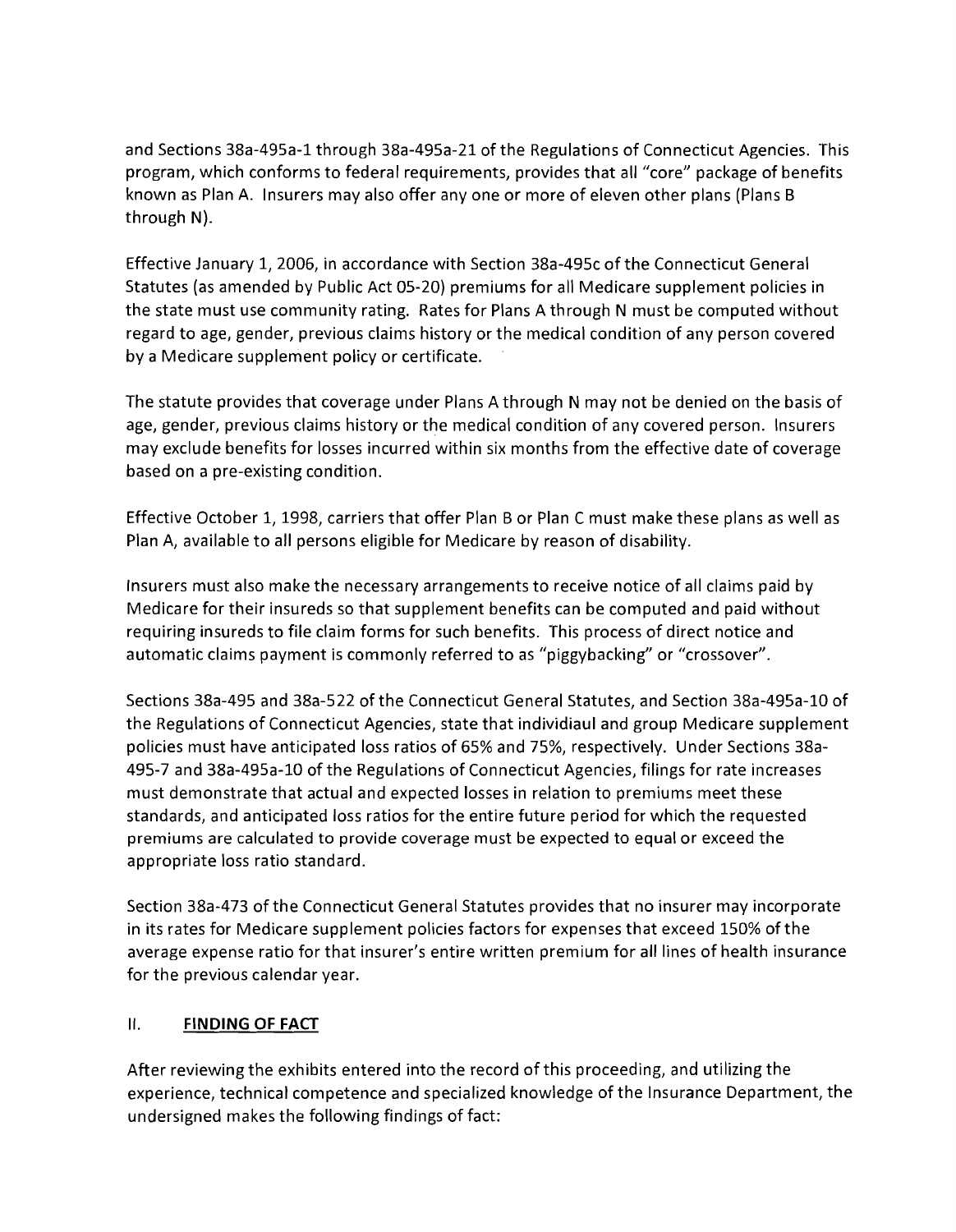and Sections 38a-495a-1 through 38a-495a-21 of the Regulations of Connecticut Agencies. This program, which conforms to federal requirements, provides that all "core" package of benefits known as Plan A. Insurers may also offer any one or more of eleven other plans (Plans B through N).

Effective January 1, 2006, in accordance with Section 38a-495c of the Connecticut General Statutes (as amended by Public Act 05-20) premiums for all Medicare supplement policies in the state must use community rating. Rates for Plans A through N must be computed without regard to age, gender, previous claims history or the medical condition of any person covered by a Medicare supplement policy or certificate.

The statute provides that coverage under Plans A through N may not be denied on the basis of age, gender, previous claims history or the medical condition of any covered person. Insurers may exclude benefits for losses incurred within six months from the effective date of coverage based on a pre-existing condition.

Effective October 1, 1998, carriers that offer Plan B or Plan C must make these plans as well as Plan A, available to all persons eligible for Medicare by reason of disability.

Insurers must also make the necessary arrangements to receive notice of all claims paid by Medicare for their insureds so that supplement benefits can be computed and paid without requiring insureds to file claim forms for such benefits. This process of direct notice and automatic claims payment is commonly referred to as "piggybacking" or "crossover".

Sections 38a-495 and 38a-522 of the Connecticut General Statutes, and Section 38a-495a-10 of the Regulations of Connecticut Agencies, state that individiaul and group Medicare supplement policies must have anticipated loss ratios of 65% and 75%, respectively. Under Sections 38a-495-7 and 38a-495a-10 of the Regulations of Connecticut Agencies, filings for rate increases must demonstrate that actual and expected losses in relation to premiums meet these standards, and anticipated loss ratios for the entire future period for which the requested premiums are calculated to provide coverage must be expected to equal or exceed the appropriate loss ratio standard.

Section 38a-473 of the Connecticut General Statutes provides that no insurer may incorporate in its rates for Medicare supplement policies factors for expenses that exceed 150% of the average expense ratio for that insurer's entire written premium for all lines of health insurance for the previous calendar year.

## II. FINDING OF FACT

After reviewing the exhibits entered into the record of this proceeding, and utilizing the experience, technical competence and specialized knowledge of the Insurance Department, the undersigned makes the following findings of fact: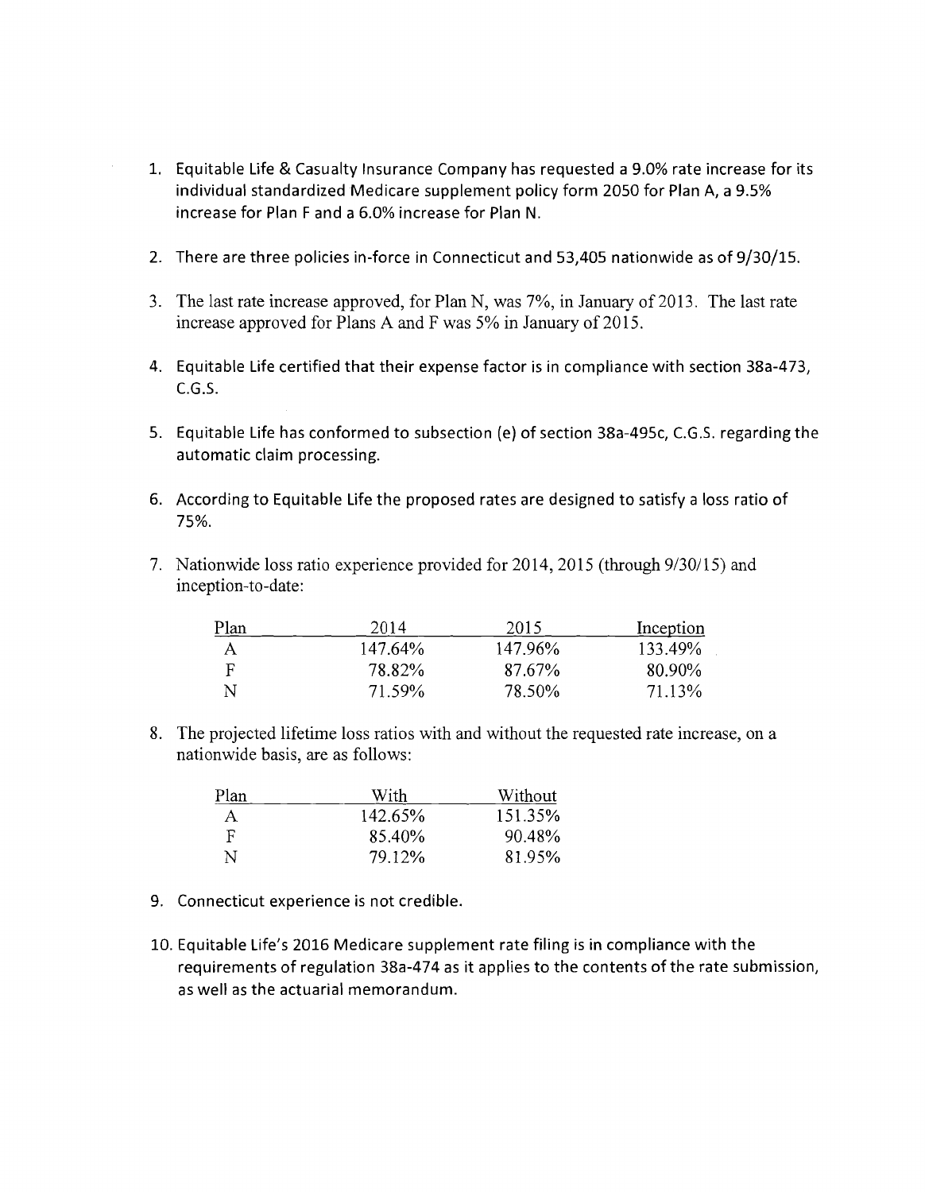1. Equitable Life & Casualty Insurance Company has requested a 9.0% rate increase for its individual standardized Medicare supplement policy form 2050 for Plan A, a 9.5% increase for Plan F and a 6.0% increase for Plan N.

2. There are three policies in-force in Connecticut and 53,405 nationwide as of 9/30/15.

3. The last rate increase approved, for Plan N, was 7%, in January of 2013. The last rate increase approved for Plans A and F was 5% in January of 2015.

4. Equitable Life certified that their expense factor is in compliance with section 38a-473, C.G.S.

5. Equitable Life has conformed to subsection (e) of section 38a-495c, C.G.S. regarding the automatic claim processing.

6. According to Equitable Life the proposed rates are designed to satisfy a loss ratio of 75%.

7. Nationwide loss ratio experience provided for 2014, 2015 (through 9/30/15) and inception-to-date:

| Plan | 2014 | 2015 | Inception |
|---|---|---|---|
| A | 147.64% | 147.96% | 133.49% |
| F | 78.82% | 87.67% | 80.90% |
| N | 71.59% | 78.50% | 71.13% |

8. The projected lifetime loss ratios with and without the requested rate increase, on a nationwide basis, are as follows:

| Plan | With | Without |
|---|---|---|
| A | 142.65% | 151.35% |
| F | 85.40% | 90.48% |
| N | 79.12% | 81.95% |

9. Connecticut experience is not credible.

10. Equitable Life's 2016 Medicare supplement rate filing is in compliance with the requirements of regulation 38a-474 as it applies to the contents of the rate submission, as well as the actuarial memorandum.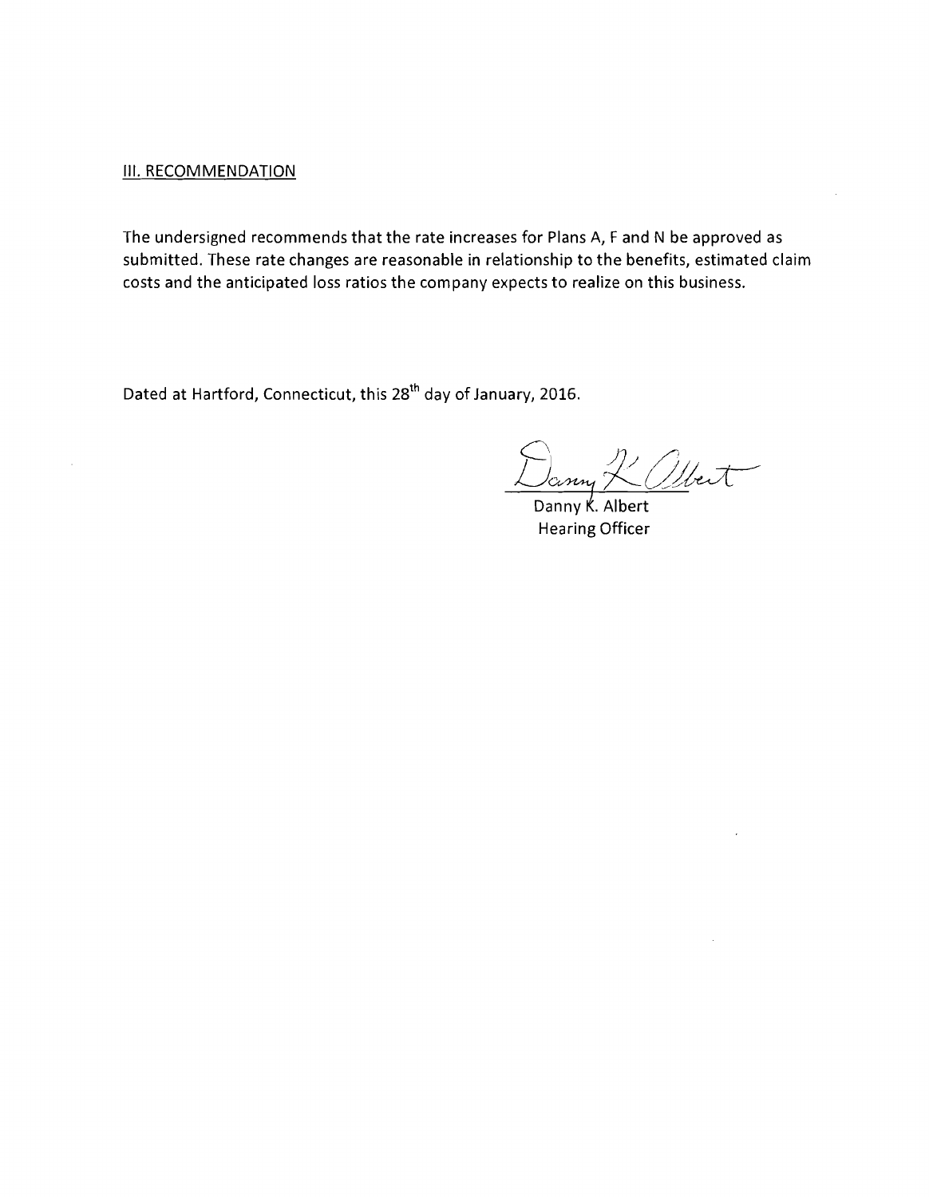## III. RECOMMENDATION

The undersigned recommends that the rate increases for Plans A, F and N be approved as submitted. These rate changes are reasonable in relationship to the benefits, estimated claim costs and the anticipated loss ratios the company expects to realize on this business.

Dated at Hartford, Connecticut, this 28th day of January, 2016.

Danny K. Albert

Danny K. Albert
Hearing Officer